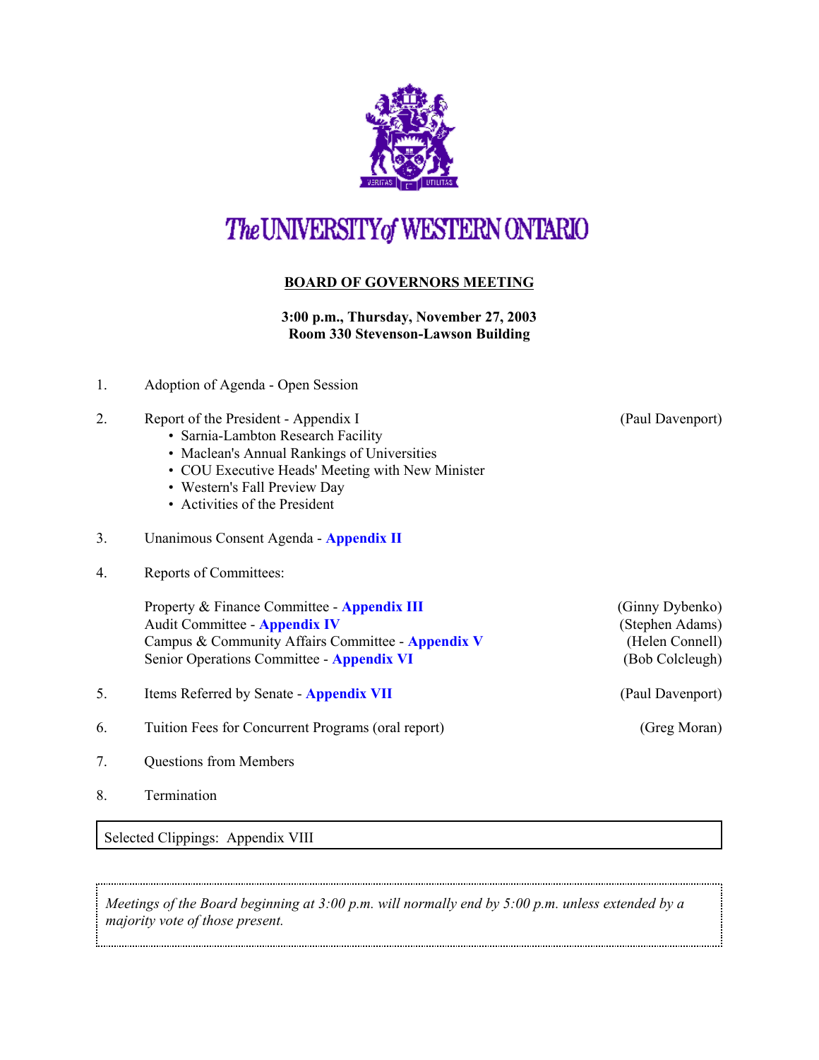# The UNIVERSITY of WESTERN ONTARIO

## BOARD OF GOVERNORS MEETING

**3:00 p.m., Thursday, November 27, 2003**
**Room 330 Stevenson-Lawson Building**

1. Adoption of Agenda - Open Session

2. Report of the President - Appendix I (Paul Davenport)
   - Sarnia-Lambton Research Facility
   - Maclean's Annual Rankings of Universities
   - COU Executive Heads' Meeting with New Minister
   - Western's Fall Preview Day
   - Activities of the President

3. Unanimous Consent Agenda - **Appendix II**

4. Reports of Committees:

   Property & Finance Committee - **Appendix III** (Ginny Dybenko)
   Audit Committee - **Appendix IV** (Stephen Adams)
   Campus & Community Affairs Committee - **Appendix V** (Helen Connell)
   Senior Operations Committee - **Appendix VI** (Bob Colcleugh)

5. Items Referred by Senate - **Appendix VII** (Paul Davenport)

6. Tuition Fees for Concurrent Programs (oral report) (Greg Moran)

7. Questions from Members

8. Termination

Selected Clippings: Appendix VIII

*Meetings of the Board beginning at 3:00 p.m. will normally end by 5:00 p.m. unless extended by a majority vote of those present.*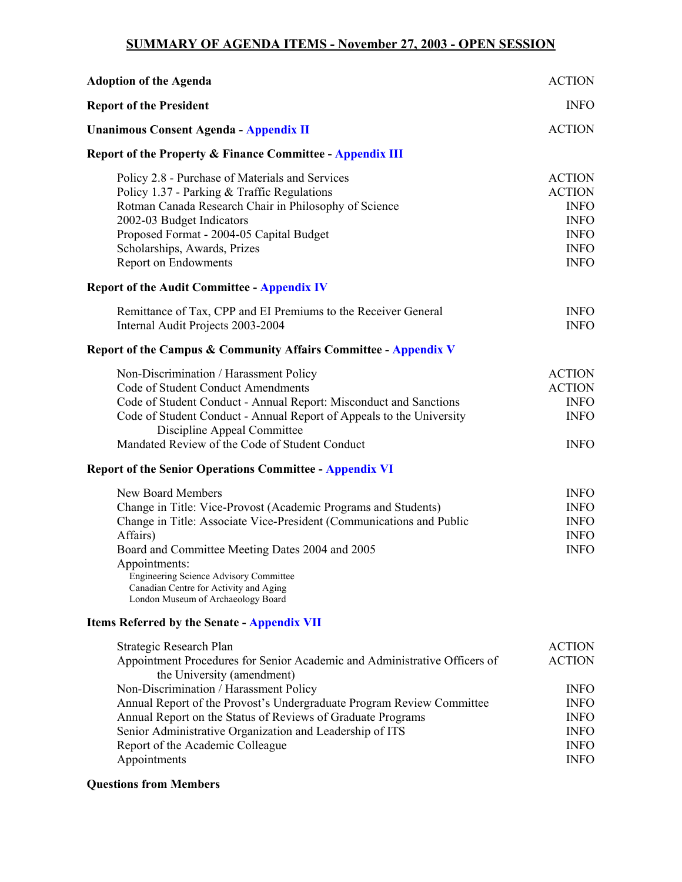# SUMMARY OF AGENDA ITEMS - November 27, 2003 - OPEN SESSION

| | |
|---|---|
| **Adoption of the Agenda** | ACTION |
| **Report of the President** | INFO |
| **Unanimous Consent Agenda - Appendix II** | ACTION |
| **Report of the Property & Finance Committee - Appendix III** | |
| Policy 2.8 - Purchase of Materials and Services | ACTION |
| Policy 1.37 - Parking & Traffic Regulations | ACTION |
| Rotman Canada Research Chair in Philosophy of Science | INFO |
| 2002-03 Budget Indicators | INFO |
| Proposed Format - 2004-05 Capital Budget | INFO |
| Scholarships, Awards, Prizes | INFO |
| Report on Endowments | INFO |
| **Report of the Audit Committee - Appendix IV** | |
| Remittance of Tax, CPP and EI Premiums to the Receiver General | INFO |
| Internal Audit Projects 2003-2004 | INFO |
| **Report of the Campus & Community Affairs Committee - Appendix V** | |
| Non-Discrimination / Harassment Policy | ACTION |
| Code of Student Conduct Amendments | ACTION |
| Code of Student Conduct - Annual Report: Misconduct and Sanctions | INFO |
| Code of Student Conduct - Annual Report of Appeals to the University Discipline Appeal Committee | INFO |
| Mandated Review of the Code of Student Conduct | INFO |
| **Report of the Senior Operations Committee - Appendix VI** | |
| New Board Members | INFO |
| Change in Title: Vice-Provost (Academic Programs and Students) | INFO |
| Change in Title: Associate Vice-President (Communications and Public Affairs) | INFO |
| Board and Committee Meeting Dates 2004 and 2005 | INFO |
| Appointments: Engineering Science Advisory Committee; Canadian Centre for Activity and Aging; London Museum of Archaeology Board | INFO |
| **Items Referred by the Senate - Appendix VII** | |
| Strategic Research Plan | ACTION |
| Appointment Procedures for Senior Academic and Administrative Officers of the University (amendment) | ACTION |
| Non-Discrimination / Harassment Policy | INFO |
| Annual Report of the Provost's Undergraduate Program Review Committee | INFO |
| Annual Report on the Status of Reviews of Graduate Programs | INFO |
| Senior Administrative Organization and Leadership of ITS | INFO |
| Report of the Academic Colleague | INFO |
| Appointments | INFO |
| **Questions from Members** | |